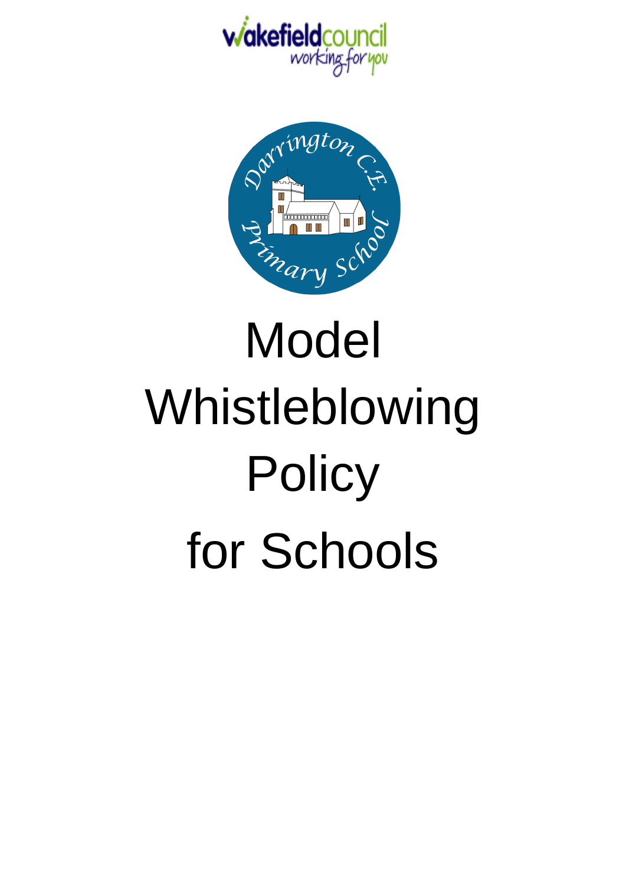# Model Whistleblowing Policy for Schools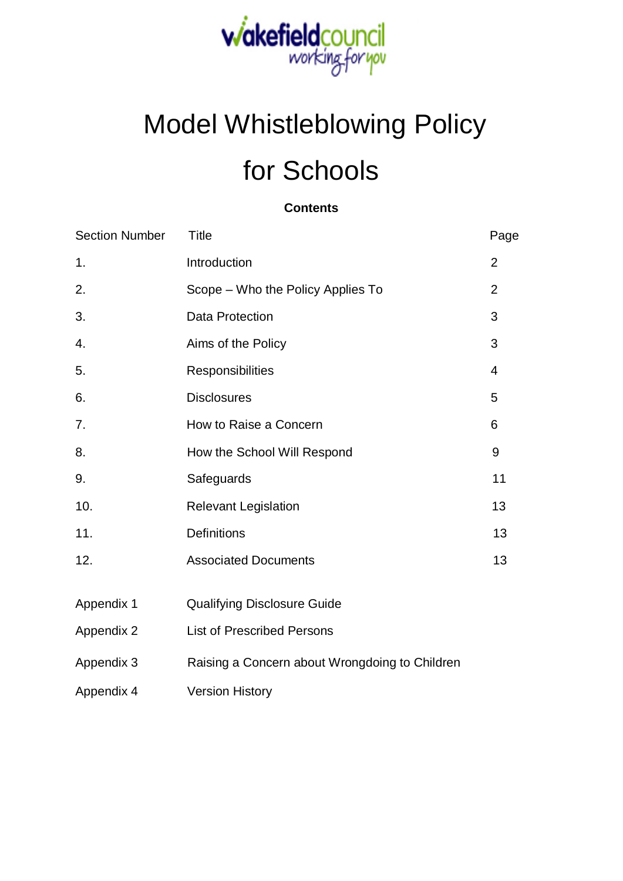# Model Whistleblowing Policy for Schools

**Contents**

| Section Number | Title | Page |
|---|---|---|
| 1. | Introduction | 2 |
| 2. | Scope – Who the Policy Applies To | 2 |
| 3. | Data Protection | 3 |
| 4. | Aims of the Policy | 3 |
| 5. | Responsibilities | 4 |
| 6. | Disclosures | 5 |
| 7. | How to Raise a Concern | 6 |
| 8. | How the School Will Respond | 9 |
| 9. | Safeguards | 11 |
| 10. | Relevant Legislation | 13 |
| 11. | Definitions | 13 |
| 12. | Associated Documents | 13 |
| Appendix 1 | Qualifying Disclosure Guide | |
| Appendix 2 | List of Prescribed Persons | |
| Appendix 3 | Raising a Concern about Wrongdoing to Children | |
| Appendix 4 | Version History | |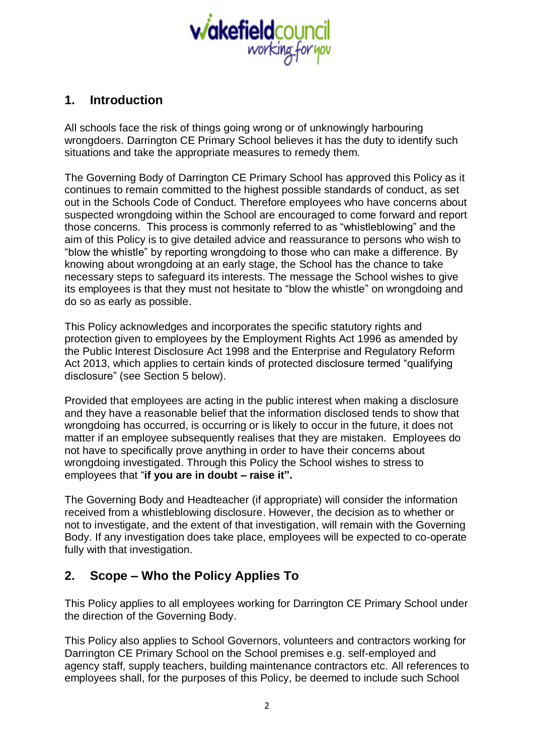## 1. Introduction

All schools face the risk of things going wrong or of unknowingly harbouring wrongdoers. Darrington CE Primary School believes it has the duty to identify such situations and take the appropriate measures to remedy them.

The Governing Body of Darrington CE Primary School has approved this Policy as it continues to remain committed to the highest possible standards of conduct, as set out in the Schools Code of Conduct. Therefore employees who have concerns about suspected wrongdoing within the School are encouraged to come forward and report those concerns. This process is commonly referred to as "whistleblowing" and the aim of this Policy is to give detailed advice and reassurance to persons who wish to "blow the whistle" by reporting wrongdoing to those who can make a difference. By knowing about wrongdoing at an early stage, the School has the chance to take necessary steps to safeguard its interests. The message the School wishes to give its employees is that they must not hesitate to "blow the whistle" on wrongdoing and do so as early as possible.

This Policy acknowledges and incorporates the specific statutory rights and protection given to employees by the Employment Rights Act 1996 as amended by the Public Interest Disclosure Act 1998 and the Enterprise and Regulatory Reform Act 2013, which applies to certain kinds of protected disclosure termed "qualifying disclosure" (see Section 5 below).

Provided that employees are acting in the public interest when making a disclosure and they have a reasonable belief that the information disclosed tends to show that wrongdoing has occurred, is occurring or is likely to occur in the future, it does not matter if an employee subsequently realises that they are mistaken. Employees do not have to specifically prove anything in order to have their concerns about wrongdoing investigated. Through this Policy the School wishes to stress to employees that "**if you are in doubt – raise it".**

The Governing Body and Headteacher (if appropriate) will consider the information received from a whistleblowing disclosure. However, the decision as to whether or not to investigate, and the extent of that investigation, will remain with the Governing Body. If any investigation does take place, employees will be expected to co-operate fully with that investigation.

## 2. Scope – Who the Policy Applies To

This Policy applies to all employees working for Darrington CE Primary School under the direction of the Governing Body.

This Policy also applies to School Governors, volunteers and contractors working for Darrington CE Primary School on the School premises e.g. self-employed and agency staff, supply teachers, building maintenance contractors etc. All references to employees shall, for the purposes of this Policy, be deemed to include such School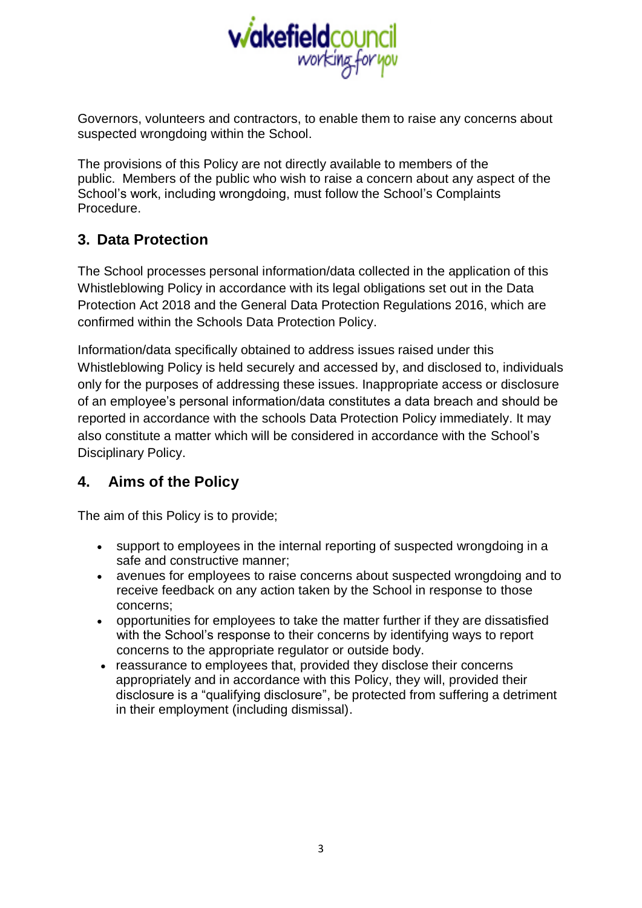Governors, volunteers and contractors, to enable them to raise any concerns about suspected wrongdoing within the School.

The provisions of this Policy are not directly available to members of the public. Members of the public who wish to raise a concern about any aspect of the School's work, including wrongdoing, must follow the School's Complaints Procedure.

## 3. Data Protection

The School processes personal information/data collected in the application of this Whistleblowing Policy in accordance with its legal obligations set out in the Data Protection Act 2018 and the General Data Protection Regulations 2016, which are confirmed within the Schools Data Protection Policy.

Information/data specifically obtained to address issues raised under this Whistleblowing Policy is held securely and accessed by, and disclosed to, individuals only for the purposes of addressing these issues. Inappropriate access or disclosure of an employee's personal information/data constitutes a data breach and should be reported in accordance with the schools Data Protection Policy immediately. It may also constitute a matter which will be considered in accordance with the School's Disciplinary Policy.

## 4. Aims of the Policy

The aim of this Policy is to provide;

- support to employees in the internal reporting of suspected wrongdoing in a safe and constructive manner;
- avenues for employees to raise concerns about suspected wrongdoing and to receive feedback on any action taken by the School in response to those concerns;
- opportunities for employees to take the matter further if they are dissatisfied with the School's response to their concerns by identifying ways to report concerns to the appropriate regulator or outside body.
- reassurance to employees that, provided they disclose their concerns appropriately and in accordance with this Policy, they will, provided their disclosure is a "qualifying disclosure", be protected from suffering a detriment in their employment (including dismissal).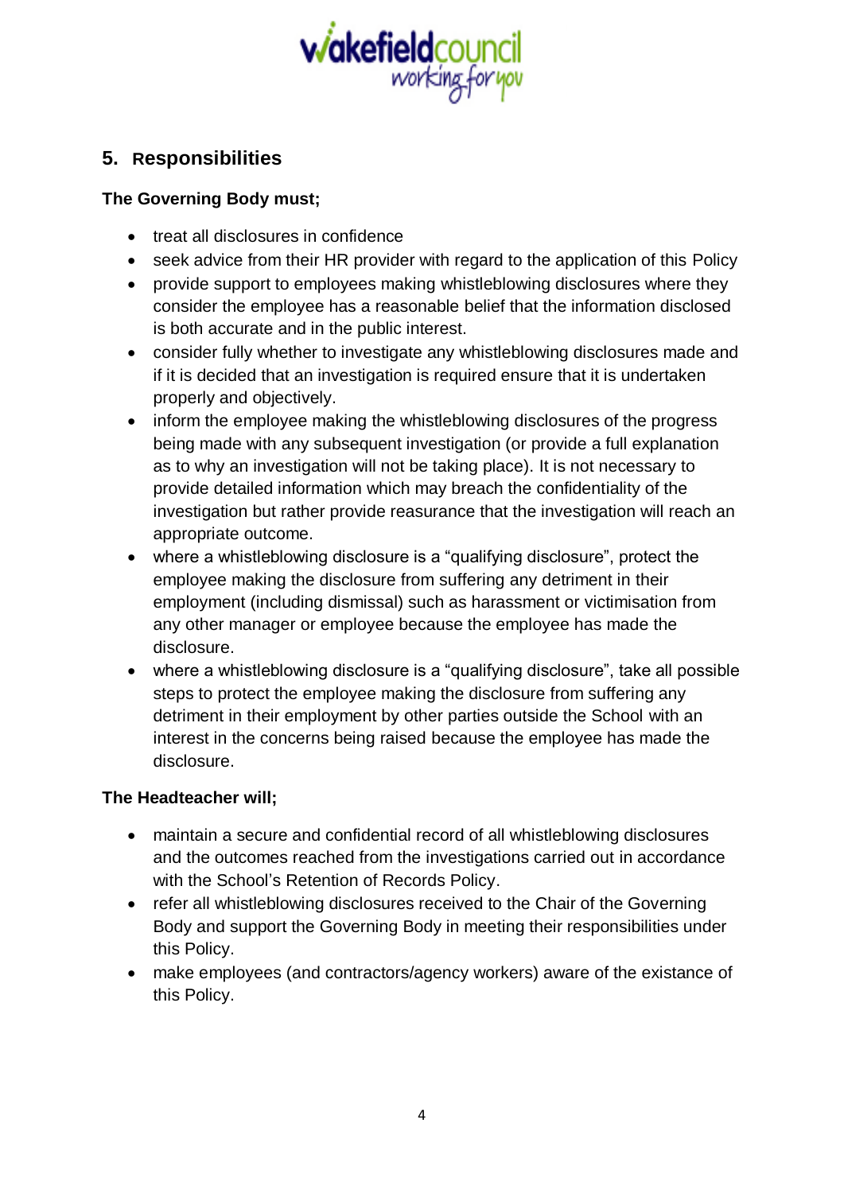## 5. Responsibilities

**The Governing Body must;**

- treat all disclosures in confidence
- seek advice from their HR provider with regard to the application of this Policy
- provide support to employees making whistleblowing disclosures where they consider the employee has a reasonable belief that the information disclosed is both accurate and in the public interest.
- consider fully whether to investigate any whistleblowing disclosures made and if it is decided that an investigation is required ensure that it is undertaken properly and objectively.
- inform the employee making the whistleblowing disclosures of the progress being made with any subsequent investigation (or provide a full explanation as to why an investigation will not be taking place). It is not necessary to provide detailed information which may breach the confidentiality of the investigation but rather provide reasurance that the investigation will reach an appropriate outcome.
- where a whistleblowing disclosure is a "qualifying disclosure", protect the employee making the disclosure from suffering any detriment in their employment (including dismissal) such as harassment or victimisation from any other manager or employee because the employee has made the disclosure.
- where a whistleblowing disclosure is a "qualifying disclosure", take all possible steps to protect the employee making the disclosure from suffering any detriment in their employment by other parties outside the School with an interest in the concerns being raised because the employee has made the disclosure.

**The Headteacher will;**

- maintain a secure and confidential record of all whistleblowing disclosures and the outcomes reached from the investigations carried out in accordance with the School's Retention of Records Policy.
- refer all whistleblowing disclosures received to the Chair of the Governing Body and support the Governing Body in meeting their responsibilities under this Policy.
- make employees (and contractors/agency workers) aware of the existance of this Policy.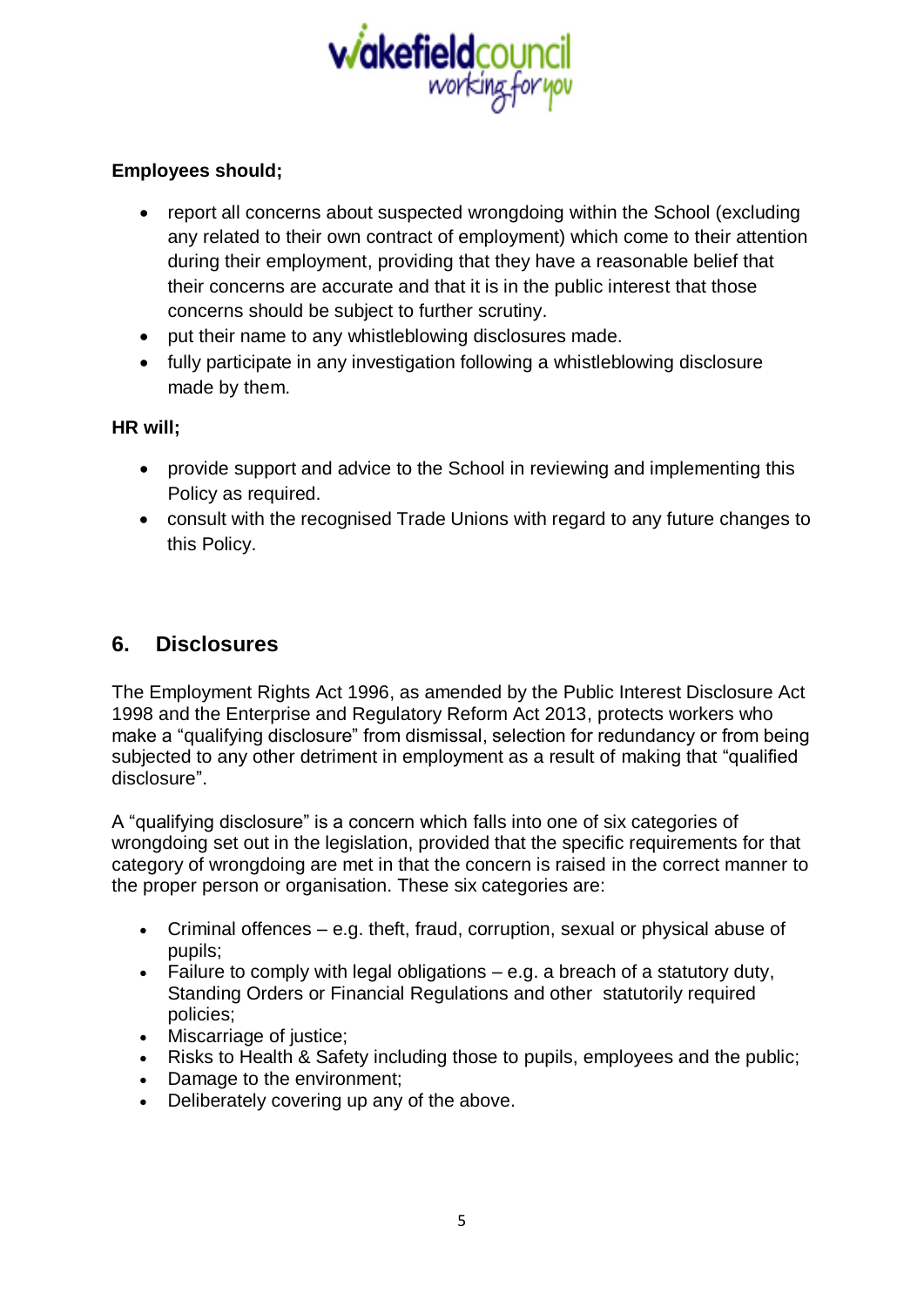**Employees should;**

- report all concerns about suspected wrongdoing within the School (excluding any related to their own contract of employment) which come to their attention during their employment, providing that they have a reasonable belief that their concerns are accurate and that it is in the public interest that those concerns should be subject to further scrutiny.
- put their name to any whistleblowing disclosures made.
- fully participate in any investigation following a whistleblowing disclosure made by them.

**HR will;**

- provide support and advice to the School in reviewing and implementing this Policy as required.
- consult with the recognised Trade Unions with regard to any future changes to this Policy.

## 6. Disclosures

The Employment Rights Act 1996, as amended by the Public Interest Disclosure Act 1998 and the Enterprise and Regulatory Reform Act 2013, protects workers who make a "qualifying disclosure" from dismissal, selection for redundancy or from being subjected to any other detriment in employment as a result of making that "qualified disclosure".

A "qualifying disclosure" is a concern which falls into one of six categories of wrongdoing set out in the legislation, provided that the specific requirements for that category of wrongdoing are met in that the concern is raised in the correct manner to the proper person or organisation. These six categories are:

- Criminal offences – e.g. theft, fraud, corruption, sexual or physical abuse of pupils;
- Failure to comply with legal obligations – e.g. a breach of a statutory duty, Standing Orders or Financial Regulations and other statutorily required policies;
- Miscarriage of justice;
- Risks to Health & Safety including those to pupils, employees and the public;
- Damage to the environment;
- Deliberately covering up any of the above.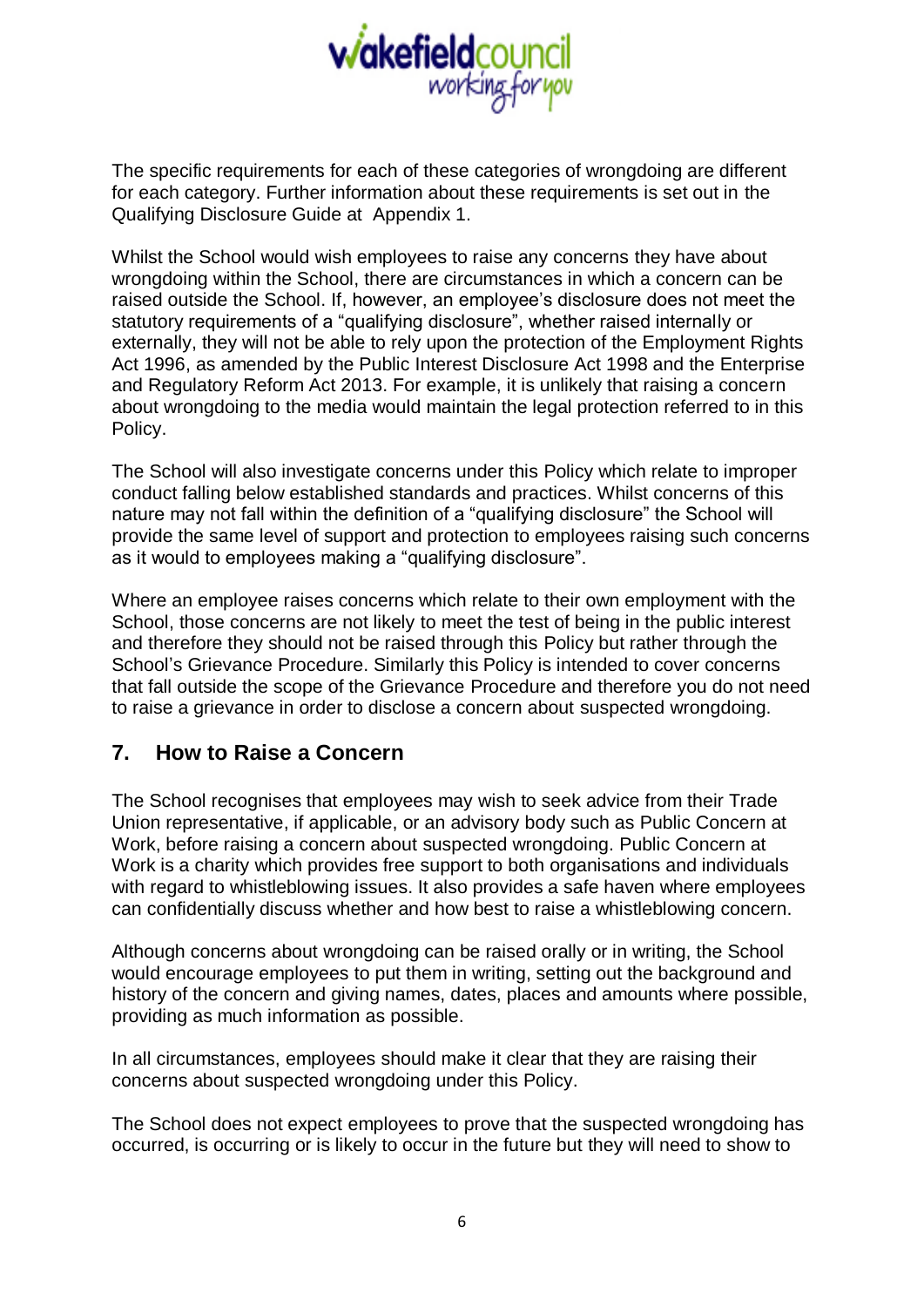The specific requirements for each of these categories of wrongdoing are different for each category. Further information about these requirements is set out in the Qualifying Disclosure Guide at Appendix 1.

Whilst the School would wish employees to raise any concerns they have about wrongdoing within the School, there are circumstances in which a concern can be raised outside the School. If, however, an employee's disclosure does not meet the statutory requirements of a "qualifying disclosure", whether raised internally or externally, they will not be able to rely upon the protection of the Employment Rights Act 1996, as amended by the Public Interest Disclosure Act 1998 and the Enterprise and Regulatory Reform Act 2013. For example, it is unlikely that raising a concern about wrongdoing to the media would maintain the legal protection referred to in this Policy.

The School will also investigate concerns under this Policy which relate to improper conduct falling below established standards and practices. Whilst concerns of this nature may not fall within the definition of a "qualifying disclosure" the School will provide the same level of support and protection to employees raising such concerns as it would to employees making a "qualifying disclosure".

Where an employee raises concerns which relate to their own employment with the School, those concerns are not likely to meet the test of being in the public interest and therefore they should not be raised through this Policy but rather through the School's Grievance Procedure. Similarly this Policy is intended to cover concerns that fall outside the scope of the Grievance Procedure and therefore you do not need to raise a grievance in order to disclose a concern about suspected wrongdoing.

## 7. How to Raise a Concern

The School recognises that employees may wish to seek advice from their Trade Union representative, if applicable, or an advisory body such as Public Concern at Work, before raising a concern about suspected wrongdoing. Public Concern at Work is a charity which provides free support to both organisations and individuals with regard to whistleblowing issues. It also provides a safe haven where employees can confidentially discuss whether and how best to raise a whistleblowing concern.

Although concerns about wrongdoing can be raised orally or in writing, the School would encourage employees to put them in writing, setting out the background and history of the concern and giving names, dates, places and amounts where possible, providing as much information as possible.

In all circumstances, employees should make it clear that they are raising their concerns about suspected wrongdoing under this Policy.

The School does not expect employees to prove that the suspected wrongdoing has occurred, is occurring or is likely to occur in the future but they will need to show to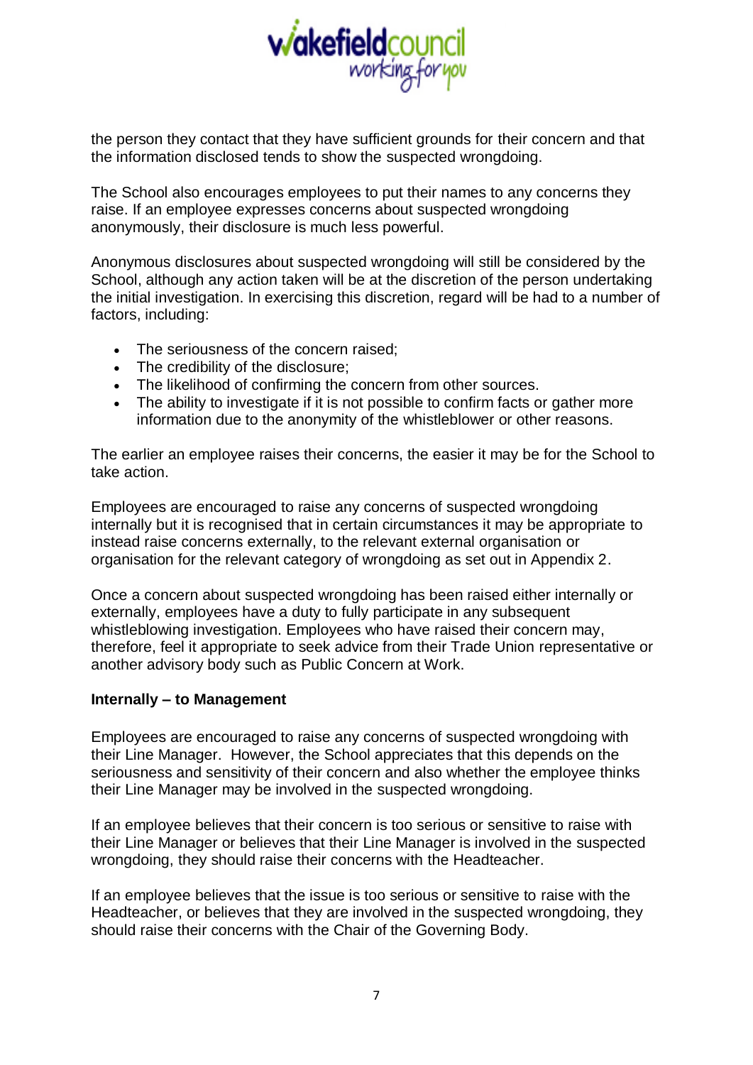the person they contact that they have sufficient grounds for their concern and that the information disclosed tends to show the suspected wrongdoing.

The School also encourages employees to put their names to any concerns they raise. If an employee expresses concerns about suspected wrongdoing anonymously, their disclosure is much less powerful.

Anonymous disclosures about suspected wrongdoing will still be considered by the School, although any action taken will be at the discretion of the person undertaking the initial investigation. In exercising this discretion, regard will be had to a number of factors, including:

- The seriousness of the concern raised;
- The credibility of the disclosure;
- The likelihood of confirming the concern from other sources.
- The ability to investigate if it is not possible to confirm facts or gather more information due to the anonymity of the whistleblower or other reasons.

The earlier an employee raises their concerns, the easier it may be for the School to take action.

Employees are encouraged to raise any concerns of suspected wrongdoing internally but it is recognised that in certain circumstances it may be appropriate to instead raise concerns externally, to the relevant external organisation or organisation for the relevant category of wrongdoing as set out in Appendix 2.

Once a concern about suspected wrongdoing has been raised either internally or externally, employees have a duty to fully participate in any subsequent whistleblowing investigation. Employees who have raised their concern may, therefore, feel it appropriate to seek advice from their Trade Union representative or another advisory body such as Public Concern at Work.

**Internally – to Management**

Employees are encouraged to raise any concerns of suspected wrongdoing with their Line Manager. However, the School appreciates that this depends on the seriousness and sensitivity of their concern and also whether the employee thinks their Line Manager may be involved in the suspected wrongdoing.

If an employee believes that their concern is too serious or sensitive to raise with their Line Manager or believes that their Line Manager is involved in the suspected wrongdoing, they should raise their concerns with the Headteacher.

If an employee believes that the issue is too serious or sensitive to raise with the Headteacher, or believes that they are involved in the suspected wrongdoing, they should raise their concerns with the Chair of the Governing Body.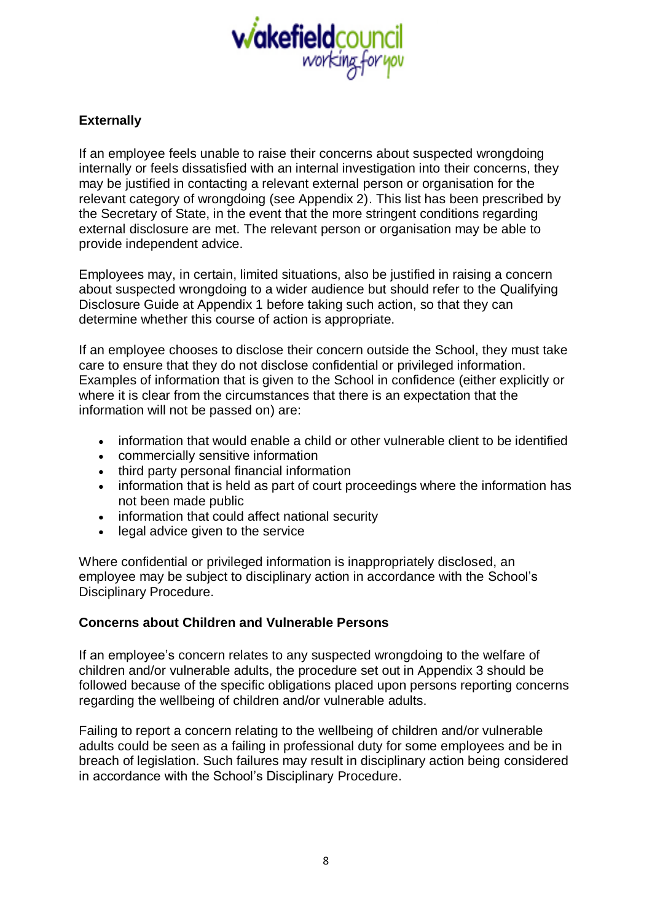**Externally**

If an employee feels unable to raise their concerns about suspected wrongdoing internally or feels dissatisfied with an internal investigation into their concerns, they may be justified in contacting a relevant external person or organisation for the relevant category of wrongdoing (see Appendix 2). This list has been prescribed by the Secretary of State, in the event that the more stringent conditions regarding external disclosure are met. The relevant person or organisation may be able to provide independent advice.

Employees may, in certain, limited situations, also be justified in raising a concern about suspected wrongdoing to a wider audience but should refer to the Qualifying Disclosure Guide at Appendix 1 before taking such action, so that they can determine whether this course of action is appropriate.

If an employee chooses to disclose their concern outside the School, they must take care to ensure that they do not disclose confidential or privileged information. Examples of information that is given to the School in confidence (either explicitly or where it is clear from the circumstances that there is an expectation that the information will not be passed on) are:

- information that would enable a child or other vulnerable client to be identified
- commercially sensitive information
- third party personal financial information
- information that is held as part of court proceedings where the information has not been made public
- information that could affect national security
- legal advice given to the service

Where confidential or privileged information is inappropriately disclosed, an employee may be subject to disciplinary action in accordance with the School's Disciplinary Procedure.

**Concerns about Children and Vulnerable Persons**

If an employee's concern relates to any suspected wrongdoing to the welfare of children and/or vulnerable adults, the procedure set out in Appendix 3 should be followed because of the specific obligations placed upon persons reporting concerns regarding the wellbeing of children and/or vulnerable adults.

Failing to report a concern relating to the wellbeing of children and/or vulnerable adults could be seen as a failing in professional duty for some employees and be in breach of legislation. Such failures may result in disciplinary action being considered in accordance with the School's Disciplinary Procedure.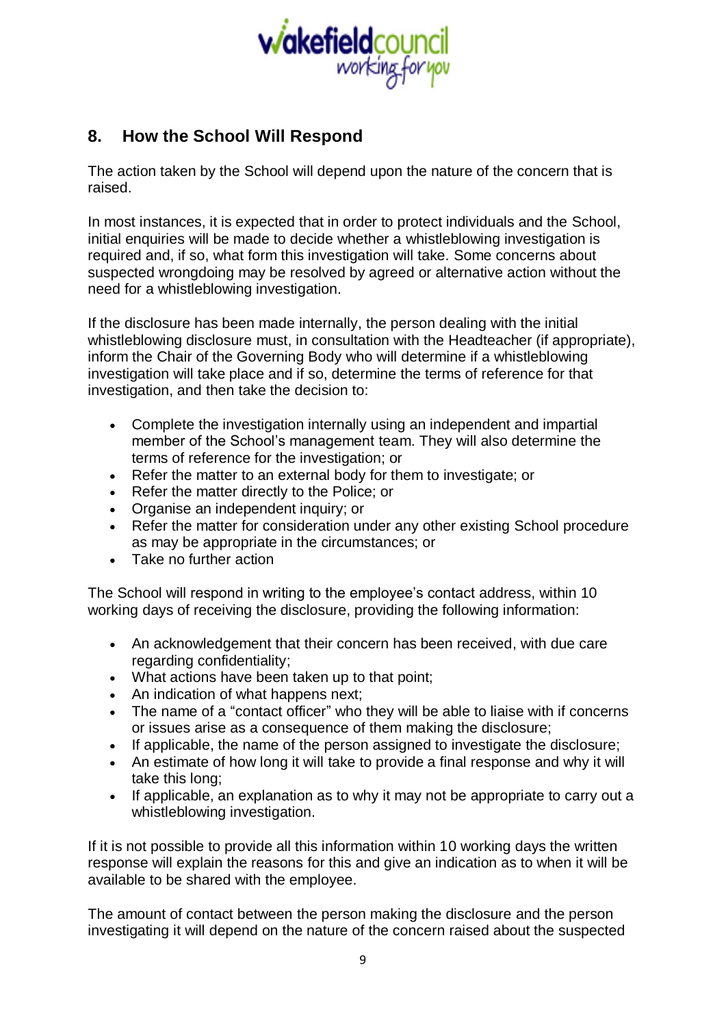## 8. How the School Will Respond

The action taken by the School will depend upon the nature of the concern that is raised.

In most instances, it is expected that in order to protect individuals and the School, initial enquiries will be made to decide whether a whistleblowing investigation is required and, if so, what form this investigation will take. Some concerns about suspected wrongdoing may be resolved by agreed or alternative action without the need for a whistleblowing investigation.

If the disclosure has been made internally, the person dealing with the initial whistleblowing disclosure must, in consultation with the Headteacher (if appropriate), inform the Chair of the Governing Body who will determine if a whistleblowing investigation will take place and if so, determine the terms of reference for that investigation, and then take the decision to:

- Complete the investigation internally using an independent and impartial member of the School's management team. They will also determine the terms of reference for the investigation; or
- Refer the matter to an external body for them to investigate; or
- Refer the matter directly to the Police; or
- Organise an independent inquiry; or
- Refer the matter for consideration under any other existing School procedure as may be appropriate in the circumstances; or
- Take no further action

The School will respond in writing to the employee's contact address, within 10 working days of receiving the disclosure, providing the following information:

- An acknowledgement that their concern has been received, with due care regarding confidentiality;
- What actions have been taken up to that point;
- An indication of what happens next;
- The name of a "contact officer" who they will be able to liaise with if concerns or issues arise as a consequence of them making the disclosure;
- If applicable, the name of the person assigned to investigate the disclosure;
- An estimate of how long it will take to provide a final response and why it will take this long;
- If applicable, an explanation as to why it may not be appropriate to carry out a whistleblowing investigation.

If it is not possible to provide all this information within 10 working days the written response will explain the reasons for this and give an indication as to when it will be available to be shared with the employee.

The amount of contact between the person making the disclosure and the person investigating it will depend on the nature of the concern raised about the suspected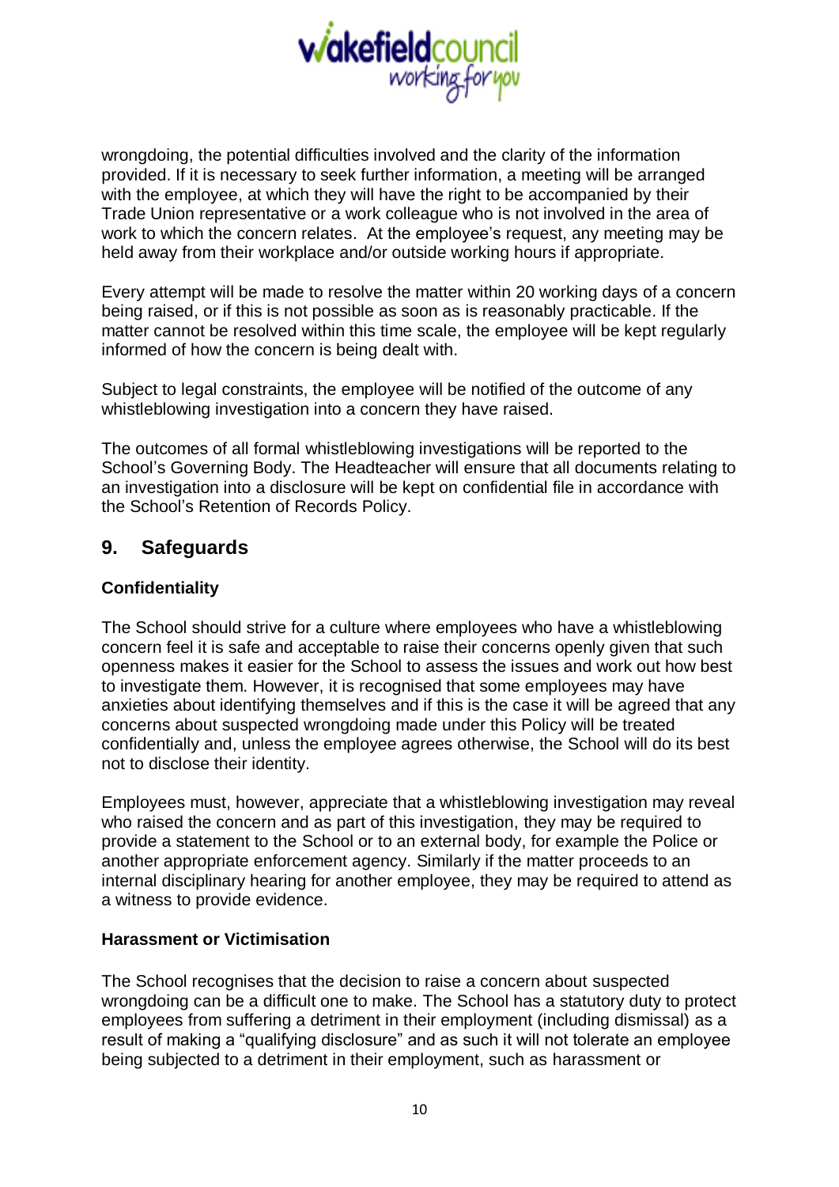wrongdoing, the potential difficulties involved and the clarity of the information provided. If it is necessary to seek further information, a meeting will be arranged with the employee, at which they will have the right to be accompanied by their Trade Union representative or a work colleague who is not involved in the area of work to which the concern relates. At the employee's request, any meeting may be held away from their workplace and/or outside working hours if appropriate.

Every attempt will be made to resolve the matter within 20 working days of a concern being raised, or if this is not possible as soon as is reasonably practicable. If the matter cannot be resolved within this time scale, the employee will be kept regularly informed of how the concern is being dealt with.

Subject to legal constraints, the employee will be notified of the outcome of any whistleblowing investigation into a concern they have raised.

The outcomes of all formal whistleblowing investigations will be reported to the School's Governing Body. The Headteacher will ensure that all documents relating to an investigation into a disclosure will be kept on confidential file in accordance with the School's Retention of Records Policy.

## 9. Safeguards

**Confidentiality**

The School should strive for a culture where employees who have a whistleblowing concern feel it is safe and acceptable to raise their concerns openly given that such openness makes it easier for the School to assess the issues and work out how best to investigate them. However, it is recognised that some employees may have anxieties about identifying themselves and if this is the case it will be agreed that any concerns about suspected wrongdoing made under this Policy will be treated confidentially and, unless the employee agrees otherwise, the School will do its best not to disclose their identity.

Employees must, however, appreciate that a whistleblowing investigation may reveal who raised the concern and as part of this investigation, they may be required to provide a statement to the School or to an external body, for example the Police or another appropriate enforcement agency. Similarly if the matter proceeds to an internal disciplinary hearing for another employee, they may be required to attend as a witness to provide evidence.

**Harassment or Victimisation**

The School recognises that the decision to raise a concern about suspected wrongdoing can be a difficult one to make. The School has a statutory duty to protect employees from suffering a detriment in their employment (including dismissal) as a result of making a "qualifying disclosure" and as such it will not tolerate an employee being subjected to a detriment in their employment, such as harassment or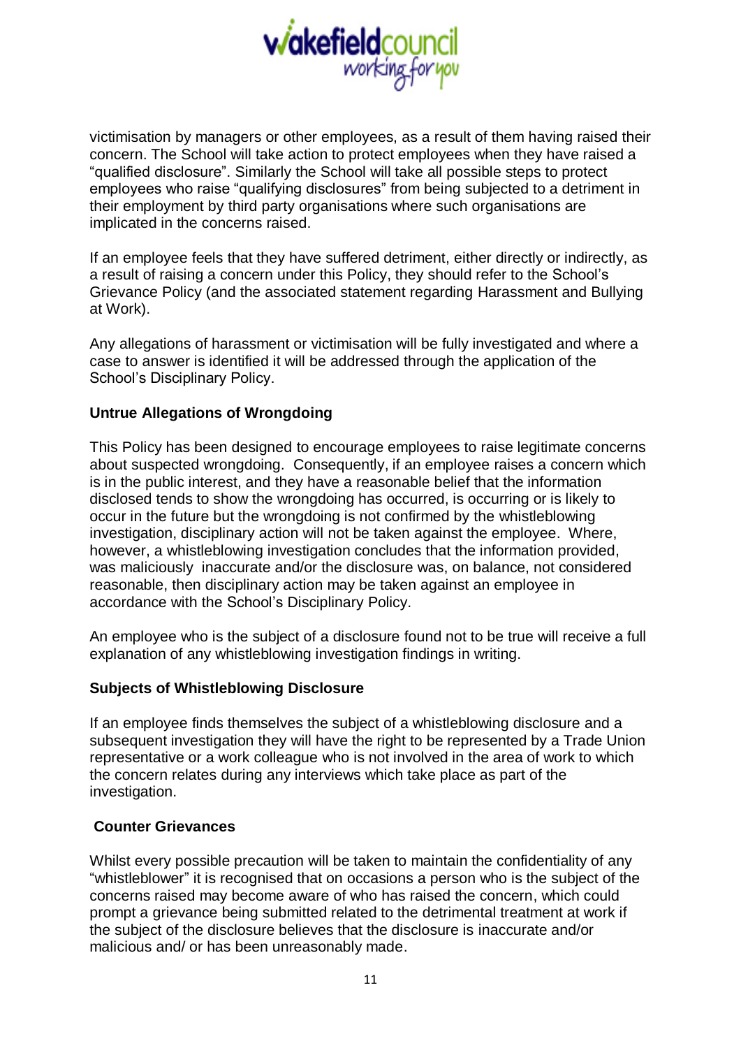victimisation by managers or other employees, as a result of them having raised their concern. The School will take action to protect employees when they have raised a "qualified disclosure". Similarly the School will take all possible steps to protect employees who raise "qualifying disclosures" from being subjected to a detriment in their employment by third party organisations where such organisations are implicated in the concerns raised.

If an employee feels that they have suffered detriment, either directly or indirectly, as a result of raising a concern under this Policy, they should refer to the School's Grievance Policy (and the associated statement regarding Harassment and Bullying at Work).

Any allegations of harassment or victimisation will be fully investigated and where a case to answer is identified it will be addressed through the application of the School's Disciplinary Policy.

**Untrue Allegations of Wrongdoing**

This Policy has been designed to encourage employees to raise legitimate concerns about suspected wrongdoing. Consequently, if an employee raises a concern which is in the public interest, and they have a reasonable belief that the information disclosed tends to show the wrongdoing has occurred, is occurring or is likely to occur in the future but the wrongdoing is not confirmed by the whistleblowing investigation, disciplinary action will not be taken against the employee. Where, however, a whistleblowing investigation concludes that the information provided, was maliciously inaccurate and/or the disclosure was, on balance, not considered reasonable, then disciplinary action may be taken against an employee in accordance with the School's Disciplinary Policy.

An employee who is the subject of a disclosure found not to be true will receive a full explanation of any whistleblowing investigation findings in writing.

**Subjects of Whistleblowing Disclosure**

If an employee finds themselves the subject of a whistleblowing disclosure and a subsequent investigation they will have the right to be represented by a Trade Union representative or a work colleague who is not involved in the area of work to which the concern relates during any interviews which take place as part of the investigation.

**Counter Grievances**

Whilst every possible precaution will be taken to maintain the confidentiality of any "whistleblower" it is recognised that on occasions a person who is the subject of the concerns raised may become aware of who has raised the concern, which could prompt a grievance being submitted related to the detrimental treatment at work if the subject of the disclosure believes that the disclosure is inaccurate and/or malicious and/ or has been unreasonably made.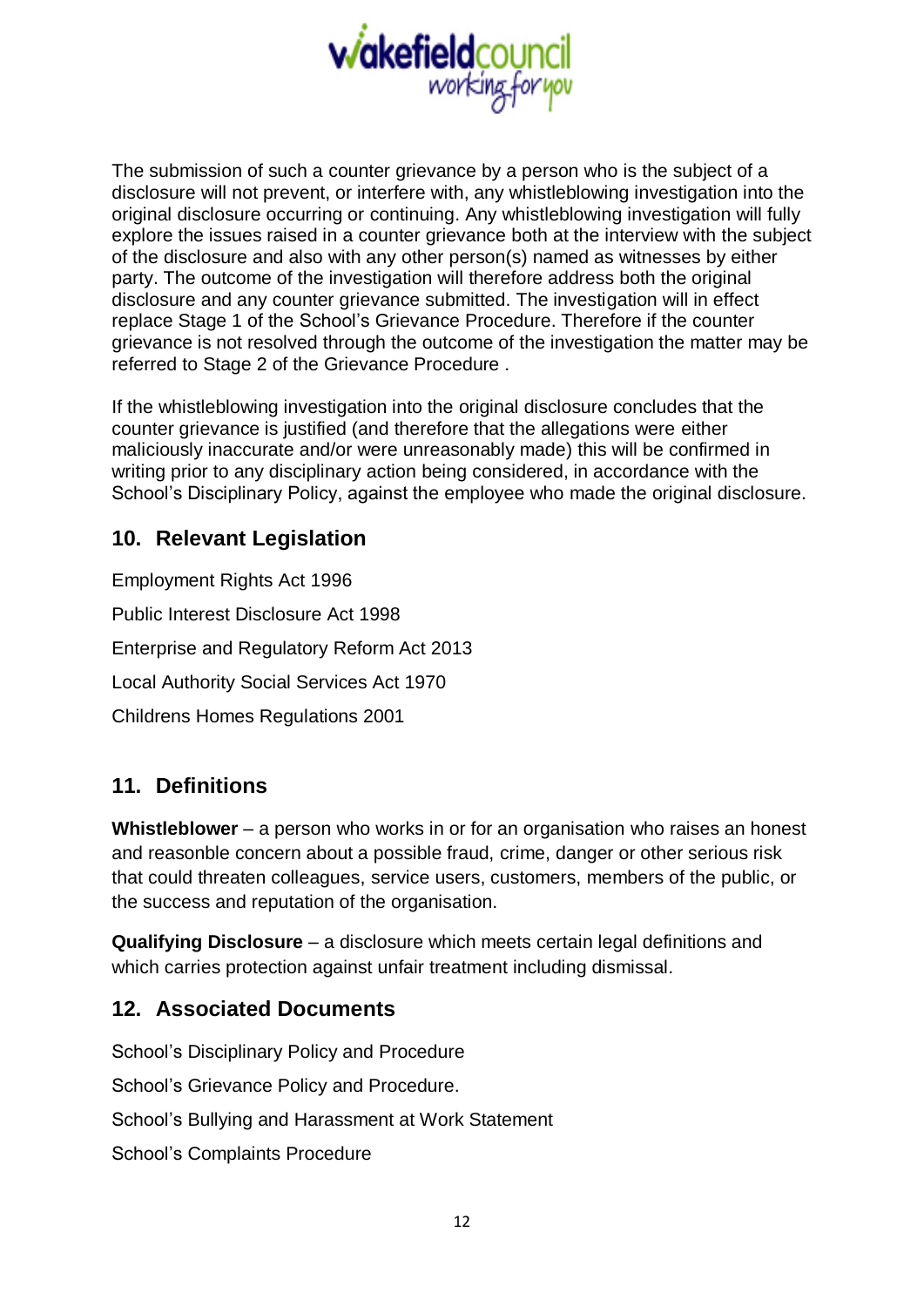The submission of such a counter grievance by a person who is the subject of a disclosure will not prevent, or interfere with, any whistleblowing investigation into the original disclosure occurring or continuing. Any whistleblowing investigation will fully explore the issues raised in a counter grievance both at the interview with the subject of the disclosure and also with any other person(s) named as witnesses by either party. The outcome of the investigation will therefore address both the original disclosure and any counter grievance submitted. The investigation will in effect replace Stage 1 of the School's Grievance Procedure. Therefore if the counter grievance is not resolved through the outcome of the investigation the matter may be referred to Stage 2 of the Grievance Procedure .

If the whistleblowing investigation into the original disclosure concludes that the counter grievance is justified (and therefore that the allegations were either maliciously inaccurate and/or were unreasonably made) this will be confirmed in writing prior to any disciplinary action being considered, in accordance with the School's Disciplinary Policy, against the employee who made the original disclosure.

## 10. Relevant Legislation

Employment Rights Act 1996

Public Interest Disclosure Act 1998

Enterprise and Regulatory Reform Act 2013

Local Authority Social Services Act 1970

Childrens Homes Regulations 2001

## 11. Definitions

**Whistleblower** – a person who works in or for an organisation who raises an honest and reasonble concern about a possible fraud, crime, danger or other serious risk that could threaten colleagues, service users, customers, members of the public, or the success and reputation of the organisation.

**Qualifying Disclosure** – a disclosure which meets certain legal definitions and which carries protection against unfair treatment including dismissal.

## 12. Associated Documents

School's Disciplinary Policy and Procedure

School's Grievance Policy and Procedure.

School's Bullying and Harassment at Work Statement

School's Complaints Procedure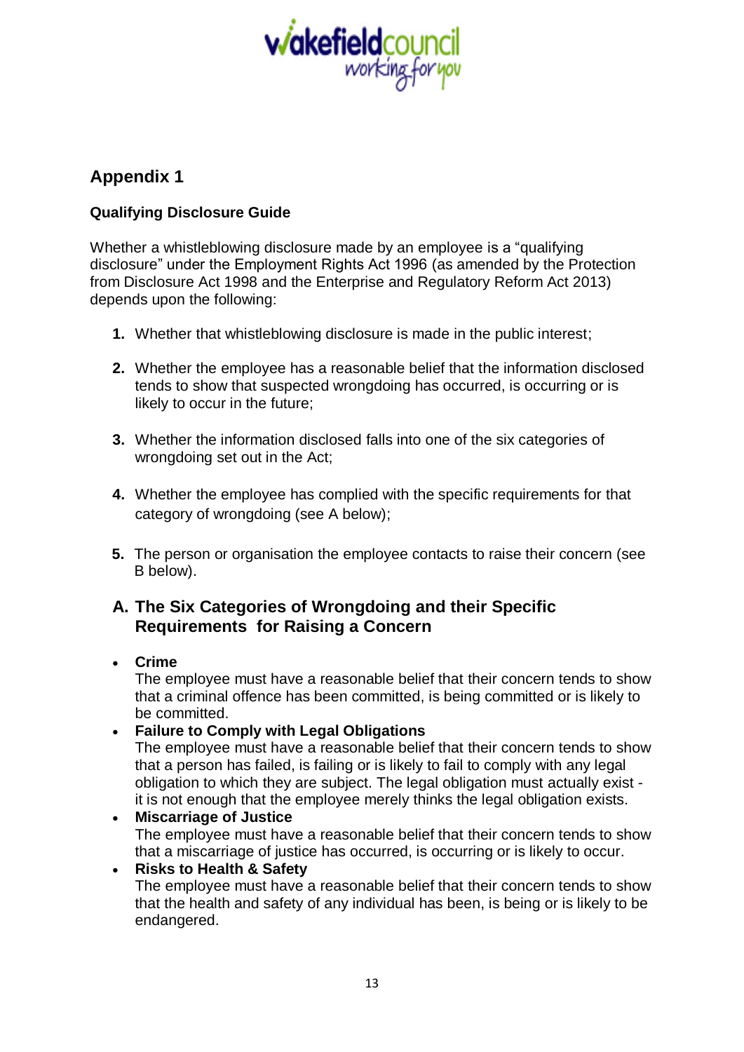## Appendix 1

### Qualifying Disclosure Guide

Whether a whistleblowing disclosure made by an employee is a "qualifying disclosure" under the Employment Rights Act 1996 (as amended by the Protection from Disclosure Act 1998 and the Enterprise and Regulatory Reform Act 2013) depends upon the following:

1. Whether that whistleblowing disclosure is made in the public interest;
2. Whether the employee has a reasonable belief that the information disclosed tends to show that suspected wrongdoing has occurred, is occurring or is likely to occur in the future;
3. Whether the information disclosed falls into one of the six categories of wrongdoing set out in the Act;
4. Whether the employee has complied with the specific requirements for that category of wrongdoing (see A below);
5. The person or organisation the employee contacts to raise their concern (see B below).

### A. The Six Categories of Wrongdoing and their Specific Requirements for Raising a Concern

- **Crime**
  The employee must have a reasonable belief that their concern tends to show that a criminal offence has been committed, is being committed or is likely to be committed.
- **Failure to Comply with Legal Obligations**
  The employee must have a reasonable belief that their concern tends to show that a person has failed, is failing or is likely to fail to comply with any legal obligation to which they are subject. The legal obligation must actually exist - it is not enough that the employee merely thinks the legal obligation exists.
- **Miscarriage of Justice**
  The employee must have a reasonable belief that their concern tends to show that a miscarriage of justice has occurred, is occurring or is likely to occur.
- **Risks to Health & Safety**
  The employee must have a reasonable belief that their concern tends to show that the health and safety of any individual has been, is being or is likely to be endangered.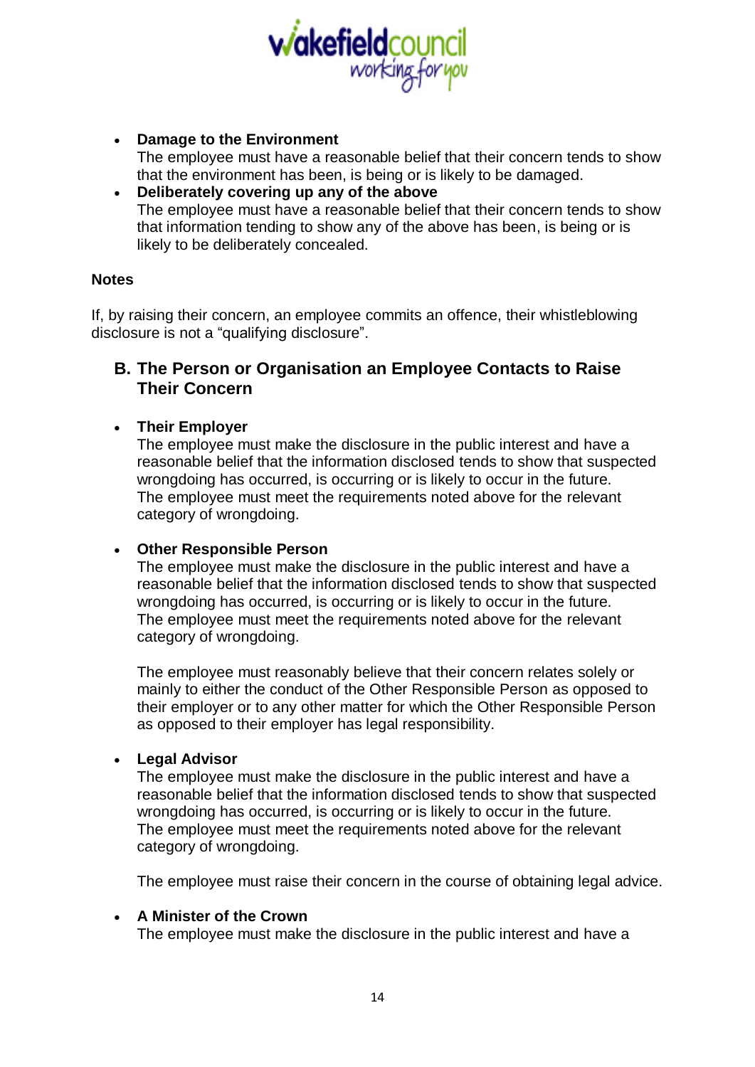- **Damage to the Environment**
  The employee must have a reasonable belief that their concern tends to show that the environment has been, is being or is likely to be damaged.
- **Deliberately covering up any of the above**
  The employee must have a reasonable belief that their concern tends to show that information tending to show any of the above has been, is being or is likely to be deliberately concealed.

**Notes**

If, by raising their concern, an employee commits an offence, their whistleblowing disclosure is not a "qualifying disclosure".

## B. The Person or Organisation an Employee Contacts to Raise Their Concern

- **Their Employer**
  The employee must make the disclosure in the public interest and have a reasonable belief that the information disclosed tends to show that suspected wrongdoing has occurred, is occurring or is likely to occur in the future. The employee must meet the requirements noted above for the relevant category of wrongdoing.

- **Other Responsible Person**
  The employee must make the disclosure in the public interest and have a reasonable belief that the information disclosed tends to show that suspected wrongdoing has occurred, is occurring or is likely to occur in the future. The employee must meet the requirements noted above for the relevant category of wrongdoing.

  The employee must reasonably believe that their concern relates solely or mainly to either the conduct of the Other Responsible Person as opposed to their employer or to any other matter for which the Other Responsible Person as opposed to their employer has legal responsibility.

- **Legal Advisor**
  The employee must make the disclosure in the public interest and have a reasonable belief that the information disclosed tends to show that suspected wrongdoing has occurred, is occurring or is likely to occur in the future. The employee must meet the requirements noted above for the relevant category of wrongdoing.

  The employee must raise their concern in the course of obtaining legal advice.

- **A Minister of the Crown**
  The employee must make the disclosure in the public interest and have a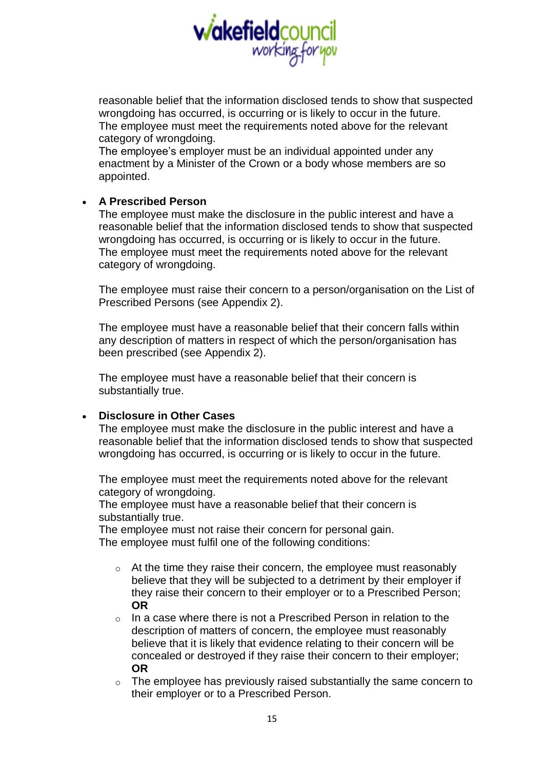reasonable belief that the information disclosed tends to show that suspected wrongdoing has occurred, is occurring or is likely to occur in the future. The employee must meet the requirements noted above for the relevant category of wrongdoing.
The employee's employer must be an individual appointed under any enactment by a Minister of the Crown or a body whose members are so appointed.

- **A Prescribed Person**
  The employee must make the disclosure in the public interest and have a reasonable belief that the information disclosed tends to show that suspected wrongdoing has occurred, is occurring or is likely to occur in the future. The employee must meet the requirements noted above for the relevant category of wrongdoing.

  The employee must raise their concern to a person/organisation on the List of Prescribed Persons (see Appendix 2).

  The employee must have a reasonable belief that their concern falls within any description of matters in respect of which the person/organisation has been prescribed (see Appendix 2).

  The employee must have a reasonable belief that their concern is substantially true.

- **Disclosure in Other Cases**
  The employee must make the disclosure in the public interest and have a reasonable belief that the information disclosed tends to show that suspected wrongdoing has occurred, is occurring or is likely to occur in the future.

  The employee must meet the requirements noted above for the relevant category of wrongdoing.
  The employee must have a reasonable belief that their concern is substantially true.
  The employee must not raise their concern for personal gain.
  The employee must fulfil one of the following conditions:

  - At the time they raise their concern, the employee must reasonably believe that they will be subjected to a detriment by their employer if they raise their concern to their employer or to a Prescribed Person; **OR**
  - In a case where there is not a Prescribed Person in relation to the description of matters of concern, the employee must reasonably believe that it is likely that evidence relating to their concern will be concealed or destroyed if they raise their concern to their employer; **OR**
  - The employee has previously raised substantially the same concern to their employer or to a Prescribed Person.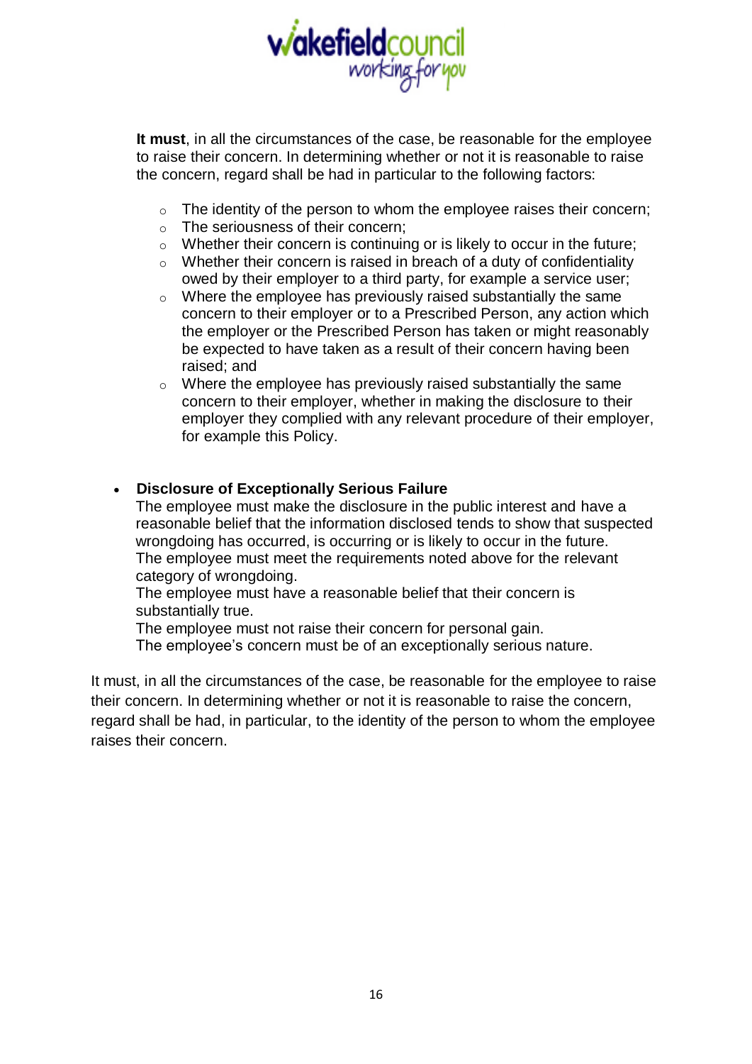**It must**, in all the circumstances of the case, be reasonable for the employee to raise their concern. In determining whether or not it is reasonable to raise the concern, regard shall be had in particular to the following factors:

  - The identity of the person to whom the employee raises their concern;
  - The seriousness of their concern;
  - Whether their concern is continuing or is likely to occur in the future;
  - Whether their concern is raised in breach of a duty of confidentiality owed by their employer to a third party, for example a service user;
  - Where the employee has previously raised substantially the same concern to their employer or to a Prescribed Person, any action which the employer or the Prescribed Person has taken or might reasonably be expected to have taken as a result of their concern having been raised; and
  - Where the employee has previously raised substantially the same concern to their employer, whether in making the disclosure to their employer they complied with any relevant procedure of their employer, for example this Policy.

- **Disclosure of Exceptionally Serious Failure**
  The employee must make the disclosure in the public interest and have a reasonable belief that the information disclosed tends to show that suspected wrongdoing has occurred, is occurring or is likely to occur in the future.
  The employee must meet the requirements noted above for the relevant category of wrongdoing.
  The employee must have a reasonable belief that their concern is substantially true.
  The employee must not raise their concern for personal gain.
  The employee's concern must be of an exceptionally serious nature.

It must, in all the circumstances of the case, be reasonable for the employee to raise their concern. In determining whether or not it is reasonable to raise the concern, regard shall be had, in particular, to the identity of the person to whom the employee raises their concern.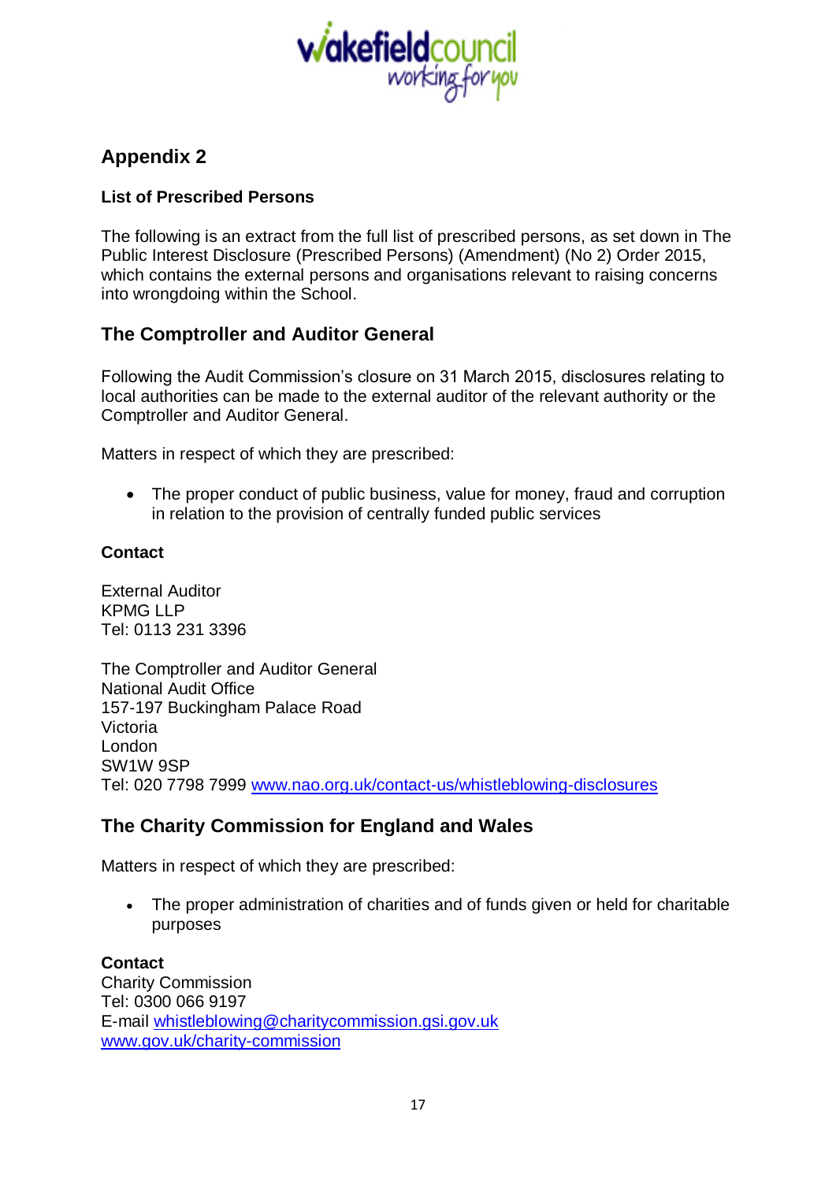## Appendix 2

**List of Prescribed Persons**

The following is an extract from the full list of prescribed persons, as set down in The Public Interest Disclosure (Prescribed Persons) (Amendment) (No 2) Order 2015, which contains the external persons and organisations relevant to raising concerns into wrongdoing within the School.

## The Comptroller and Auditor General

Following the Audit Commission's closure on 31 March 2015, disclosures relating to local authorities can be made to the external auditor of the relevant authority or the Comptroller and Auditor General.

Matters in respect of which they are prescribed:

- The proper conduct of public business, value for money, fraud and corruption in relation to the provision of centrally funded public services

**Contact**

External Auditor
KPMG LLP
Tel: 0113 231 3396

The Comptroller and Auditor General
National Audit Office
157-197 Buckingham Palace Road
Victoria
London
SW1W 9SP
Tel: 020 7798 7999 [www.nao.org.uk/contact-us/whistleblowing-disclosures](www.nao.org.uk/contact-us/whistleblowing-disclosures)

## The Charity Commission for England and Wales

Matters in respect of which they are prescribed:

- The proper administration of charities and of funds given or held for charitable purposes

**Contact**
Charity Commission
Tel: 0300 066 9197
E-mail [whistleblowing@charitycommission.gsi.gov.uk](mailto:whistleblowing@charitycommission.gsi.gov.uk)
[www.gov.uk/charity-commission](www.gov.uk/charity-commission)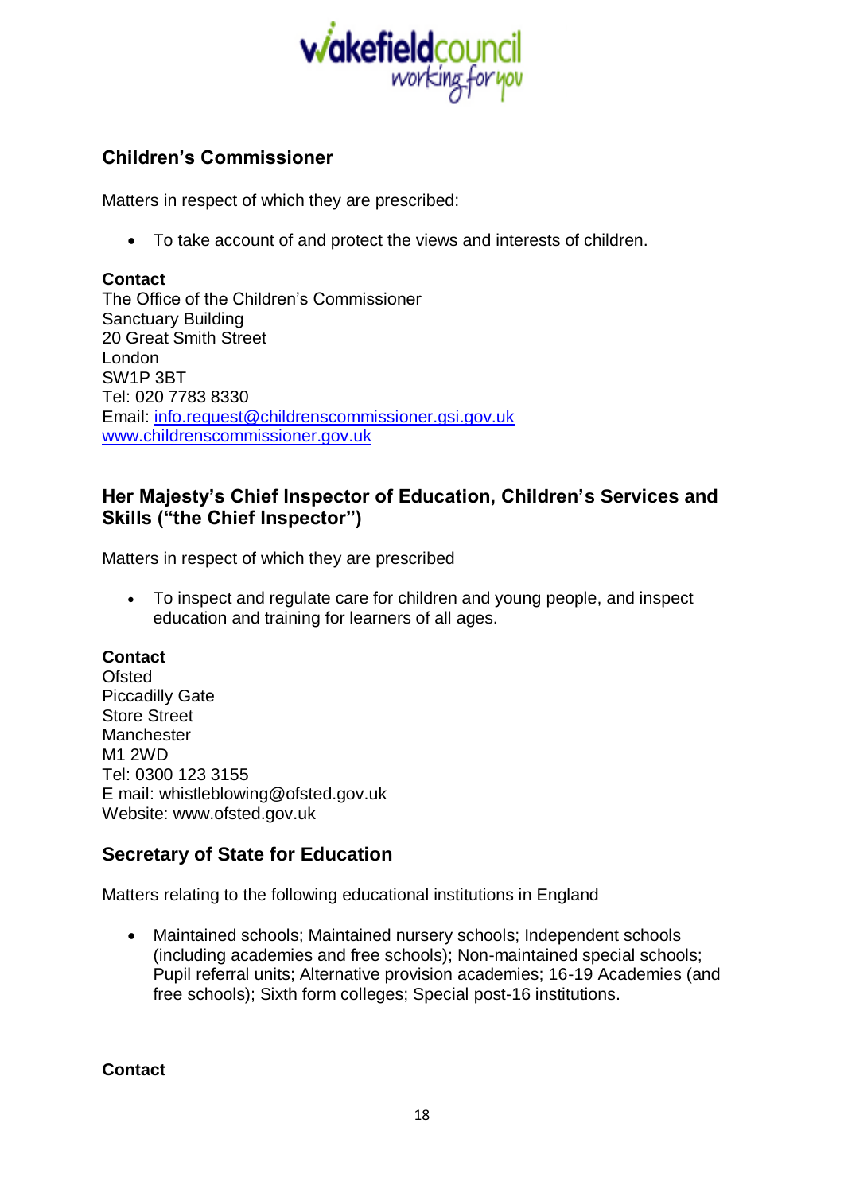## Children's Commissioner

Matters in respect of which they are prescribed:

- To take account of and protect the views and interests of children.

**Contact**
The Office of the Children's Commissioner
Sanctuary Building
20 Great Smith Street
London
SW1P 3BT
Tel: 020 7783 8330
Email: [info.request@childrenscommissioner.gsi.gov.uk](mailto:info.request@childrenscommissioner.gsi.gov.uk)
[www.childrenscommissioner.gov.uk](http://www.childrenscommissioner.gov.uk)

## Her Majesty's Chief Inspector of Education, Children's Services and Skills ("the Chief Inspector")

Matters in respect of which they are prescribed

- To inspect and regulate care for children and young people, and inspect education and training for learners of all ages.

**Contact**
Ofsted
Piccadilly Gate
Store Street
Manchester
M1 2WD
Tel: 0300 123 3155
E mail: whistleblowing@ofsted.gov.uk
Website: www.ofsted.gov.uk

## Secretary of State for Education

Matters relating to the following educational institutions in England

- Maintained schools; Maintained nursery schools; Independent schools (including academies and free schools); Non-maintained special schools; Pupil referral units; Alternative provision academies; 16-19 Academies (and free schools); Sixth form colleges; Special post-16 institutions.

**Contact**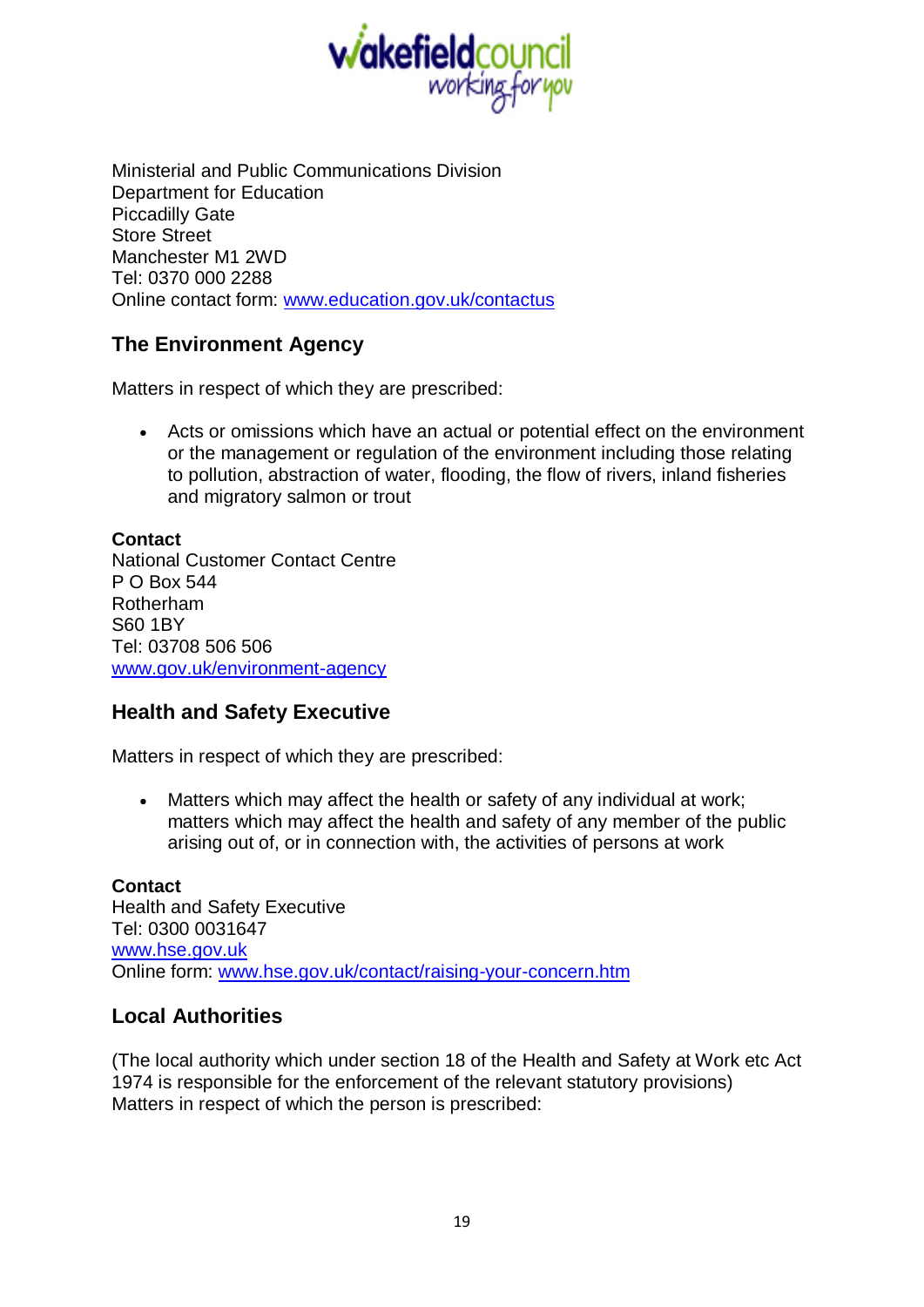Ministerial and Public Communications Division
Department for Education
Piccadilly Gate
Store Street
Manchester M1 2WD
Tel: 0370 000 2288
Online contact form: [www.education.gov.uk/contactus](http://www.education.gov.uk/contactus)

## The Environment Agency

Matters in respect of which they are prescribed:

- Acts or omissions which have an actual or potential effect on the environment or the management or regulation of the environment including those relating to pollution, abstraction of water, flooding, the flow of rivers, inland fisheries and migratory salmon or trout

**Contact**
National Customer Contact Centre
P O Box 544
Rotherham
S60 1BY
Tel: 03708 506 506
[www.gov.uk/environment-agency](http://www.gov.uk/environment-agency)

## Health and Safety Executive

Matters in respect of which they are prescribed:

- Matters which may affect the health or safety of any individual at work; matters which may affect the health and safety of any member of the public arising out of, or in connection with, the activities of persons at work

**Contact**
Health and Safety Executive
Tel: 0300 0031647
[www.hse.gov.uk](http://www.hse.gov.uk)
Online form: [www.hse.gov.uk/contact/raising-your-concern.htm](http://www.hse.gov.uk/contact/raising-your-concern.htm)

## Local Authorities

(The local authority which under section 18 of the Health and Safety at Work etc Act 1974 is responsible for the enforcement of the relevant statutory provisions)
Matters in respect of which the person is prescribed: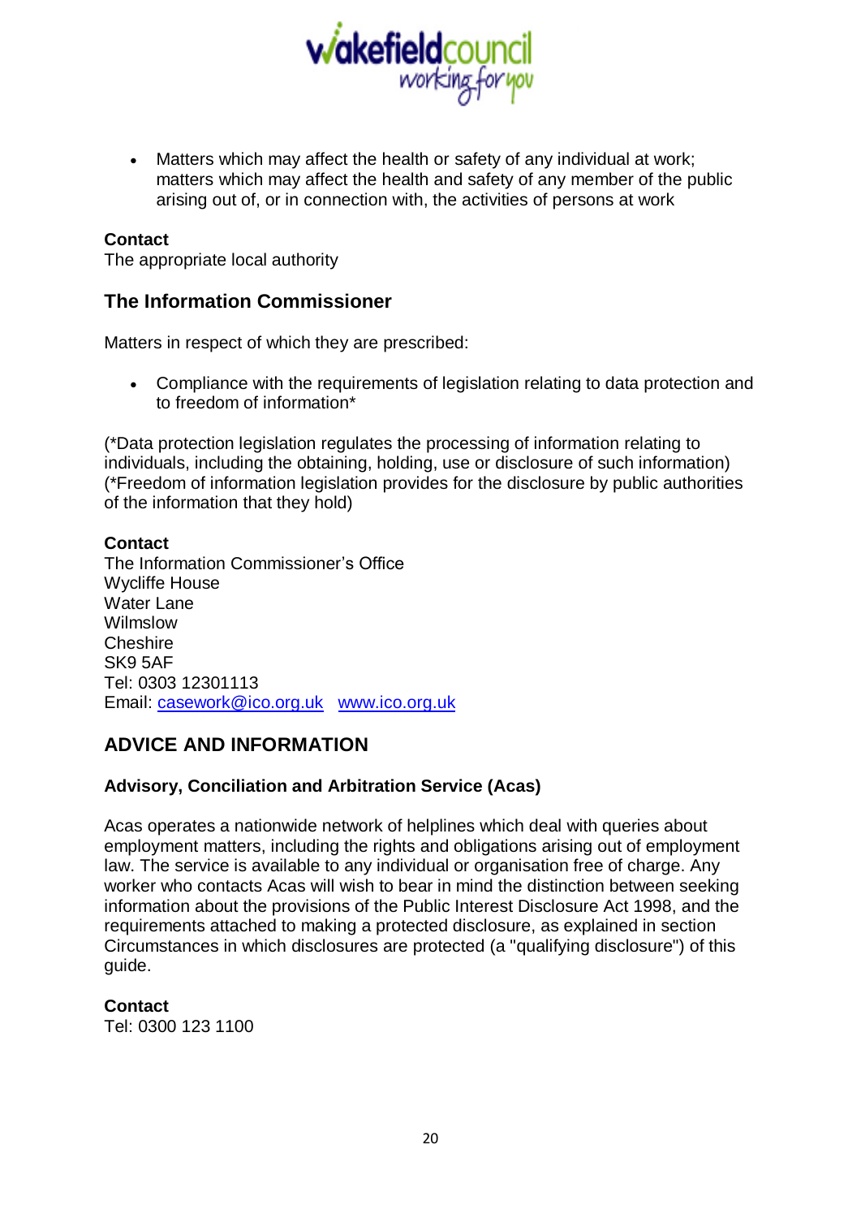- Matters which may affect the health or safety of any individual at work; matters which may affect the health and safety of any member of the public arising out of, or in connection with, the activities of persons at work

**Contact**
The appropriate local authority

### The Information Commissioner

Matters in respect of which they are prescribed:

- Compliance with the requirements of legislation relating to data protection and to freedom of information*

(*Data protection legislation regulates the processing of information relating to individuals, including the obtaining, holding, use or disclosure of such information)
(*Freedom of information legislation provides for the disclosure by public authorities of the information that they hold)

**Contact**
The Information Commissioner's Office
Wycliffe House
Water Lane
Wilmslow
Cheshire
SK9 5AF
Tel: 0303 12301113
Email: casework@ico.org.uk   www.ico.org.uk

## ADVICE AND INFORMATION

### Advisory, Conciliation and Arbitration Service (Acas)

Acas operates a nationwide network of helplines which deal with queries about employment matters, including the rights and obligations arising out of employment law. The service is available to any individual or organisation free of charge. Any worker who contacts Acas will wish to bear in mind the distinction between seeking information about the provisions of the Public Interest Disclosure Act 1998, and the requirements attached to making a protected disclosure, as explained in section Circumstances in which disclosures are protected (a "qualifying disclosure") of this guide.

**Contact**
Tel: 0300 123 1100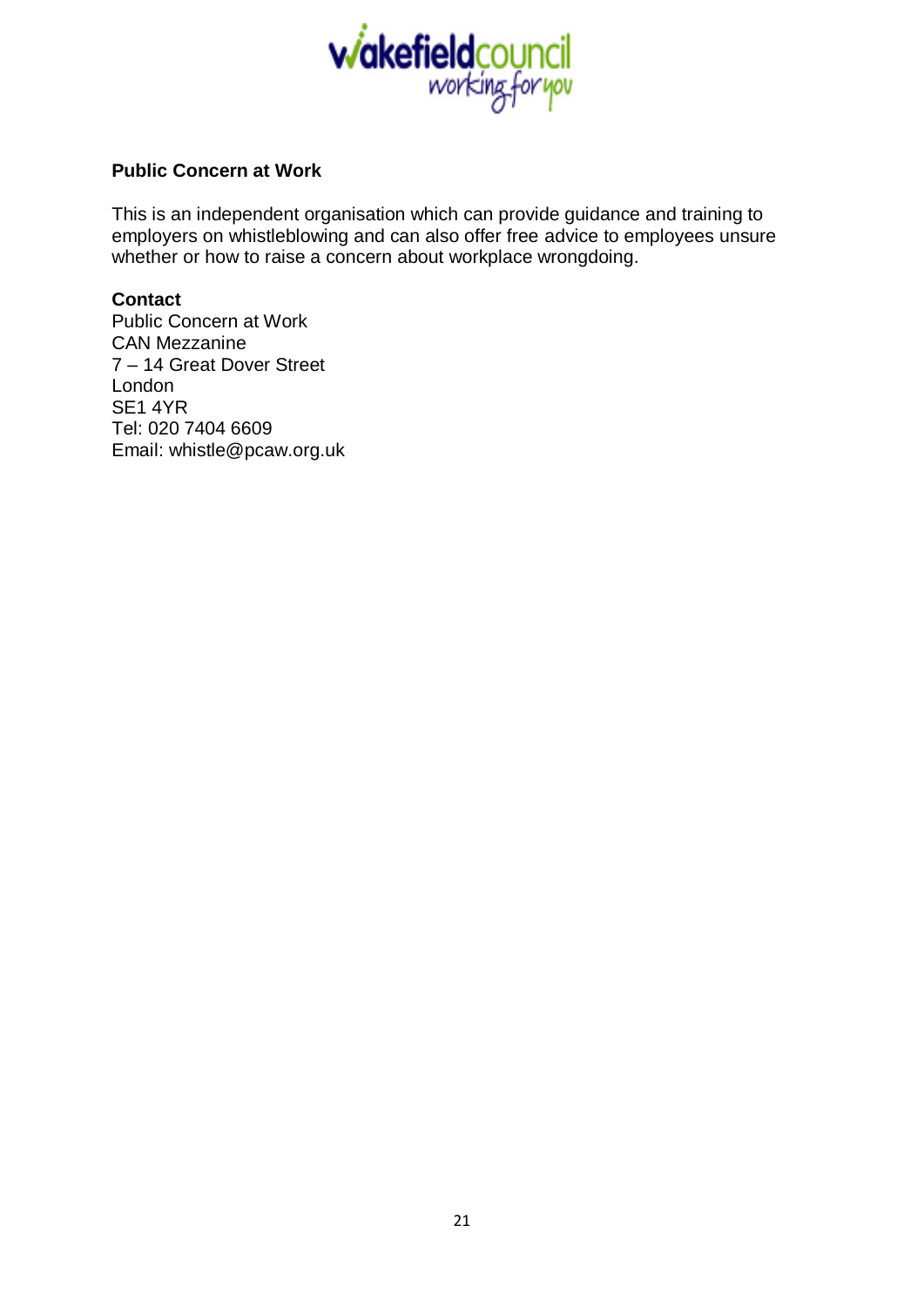**Public Concern at Work**

This is an independent organisation which can provide guidance and training to employers on whistleblowing and can also offer free advice to employees unsure whether or how to raise a concern about workplace wrongdoing.

**Contact**
Public Concern at Work
CAN Mezzanine
7 – 14 Great Dover Street
London
SE1 4YR
Tel: 020 7404 6609
Email: whistle@pcaw.org.uk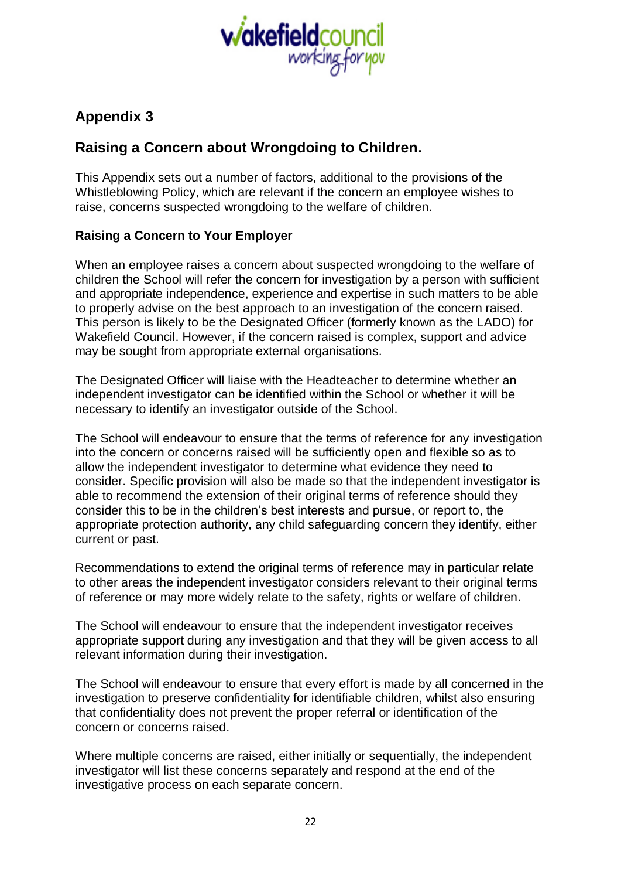## Appendix 3

## Raising a Concern about Wrongdoing to Children.

This Appendix sets out a number of factors, additional to the provisions of the Whistleblowing Policy, which are relevant if the concern an employee wishes to raise, concerns suspected wrongdoing to the welfare of children.

### Raising a Concern to Your Employer

When an employee raises a concern about suspected wrongdoing to the welfare of children the School will refer the concern for investigation by a person with sufficient and appropriate independence, experience and expertise in such matters to be able to properly advise on the best approach to an investigation of the concern raised. This person is likely to be the Designated Officer (formerly known as the LADO) for Wakefield Council. However, if the concern raised is complex, support and advice may be sought from appropriate external organisations.

The Designated Officer will liaise with the Headteacher to determine whether an independent investigator can be identified within the School or whether it will be necessary to identify an investigator outside of the School.

The School will endeavour to ensure that the terms of reference for any investigation into the concern or concerns raised will be sufficiently open and flexible so as to allow the independent investigator to determine what evidence they need to consider. Specific provision will also be made so that the independent investigator is able to recommend the extension of their original terms of reference should they consider this to be in the children's best interests and pursue, or report to, the appropriate protection authority, any child safeguarding concern they identify, either current or past.

Recommendations to extend the original terms of reference may in particular relate to other areas the independent investigator considers relevant to their original terms of reference or may more widely relate to the safety, rights or welfare of children.

The School will endeavour to ensure that the independent investigator receives appropriate support during any investigation and that they will be given access to all relevant information during their investigation.

The School will endeavour to ensure that every effort is made by all concerned in the investigation to preserve confidentiality for identifiable children, whilst also ensuring that confidentiality does not prevent the proper referral or identification of the concern or concerns raised.

Where multiple concerns are raised, either initially or sequentially, the independent investigator will list these concerns separately and respond at the end of the investigative process on each separate concern.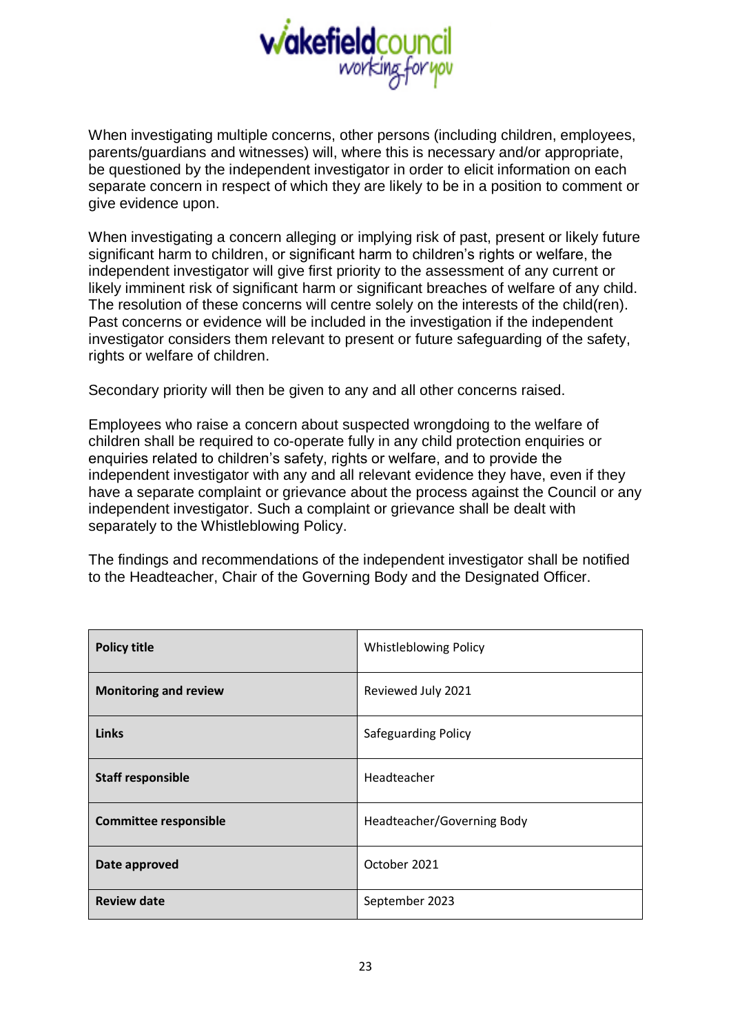When investigating multiple concerns, other persons (including children, employees, parents/guardians and witnesses) will, where this is necessary and/or appropriate, be questioned by the independent investigator in order to elicit information on each separate concern in respect of which they are likely to be in a position to comment or give evidence upon.

When investigating a concern alleging or implying risk of past, present or likely future significant harm to children, or significant harm to children's rights or welfare, the independent investigator will give first priority to the assessment of any current or likely imminent risk of significant harm or significant breaches of welfare of any child. The resolution of these concerns will centre solely on the interests of the child(ren). Past concerns or evidence will be included in the investigation if the independent investigator considers them relevant to present or future safeguarding of the safety, rights or welfare of children.

Secondary priority will then be given to any and all other concerns raised.

Employees who raise a concern about suspected wrongdoing to the welfare of children shall be required to co-operate fully in any child protection enquiries or enquiries related to children's safety, rights or welfare, and to provide the independent investigator with any and all relevant evidence they have, even if they have a separate complaint or grievance about the process against the Council or any independent investigator. Such a complaint or grievance shall be dealt with separately to the Whistleblowing Policy.

The findings and recommendations of the independent investigator shall be notified to the Headteacher, Chair of the Governing Body and the Designated Officer.

| | |
|---|---|
| **Policy title** | Whistleblowing Policy |
| **Monitoring and review** | Reviewed July 2021 |
| **Links** | Safeguarding Policy |
| **Staff responsible** | Headteacher |
| **Committee responsible** | Headteacher/Governing Body |
| **Date approved** | October 2021 |
| **Review date** | September 2023 |